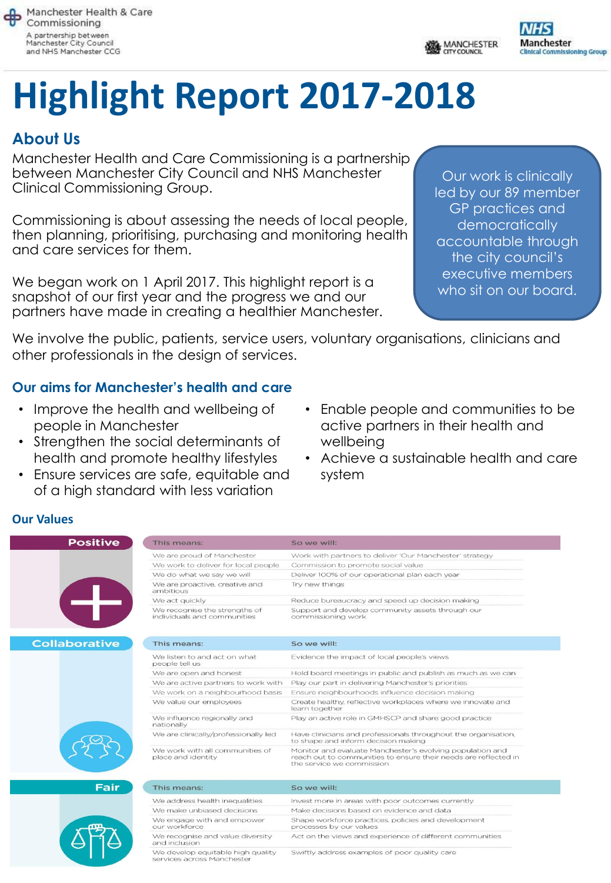Manchester Health & Care Commissioning
A partnership between Manchester City Council and NHS Manchester CCG

MANCHESTER CITY COUNCIL

NHS Manchester Clinical Commissioning Group

# Highlight Report 2017-2018

## About Us

Manchester Health and Care Commissioning is a partnership between Manchester City Council and NHS Manchester Clinical Commissioning Group.

Commissioning is about assessing the needs of local people, then planning, prioritising, purchasing and monitoring health and care services for them.

We began work on 1 April 2017. This highlight report is a snapshot of our first year and the progress we and our partners have made in creating a healthier Manchester.

Our work is clinically led by our 89 member GP practices and democratically accountable through the city council's executive members who sit on our board.

We involve the public, patients, service users, voluntary organisations, clinicians and other professionals in the design of services.

### Our aims for Manchester's health and care

- Improve the health and wellbeing of people in Manchester
- Strengthen the social determinants of health and promote healthy lifestyles
- Ensure services are safe, equitable and of a high standard with less variation
- Enable people and communities to be active partners in their health and wellbeing
- Achieve a sustainable health and care system

### Our Values

**Positive**

| This means: | So we will: |
|---|---|
| We are proud of Manchester | Work with partners to deliver 'Our Manchester' strategy |
| We work to deliver for local people | Commission to promote social value |
| We do what we say we will | Deliver 100% of our operational plan each year |
| We are proactive, creative and ambitious | Try new things |
| We act quickly | Reduce bureaucracy and speed up decision making |
| We recognise the strengths of individuals and communities | Support and develop community assets through our commissioning work |

**Collaborative**

| This means: | So we will: |
|---|---|
| We listen to and act on what people tell us | Evidence the impact of local people's views |
| We are open and honest | Hold board meetings in public and publish as much as we can |
| We are active partners to work with | Play our part in delivering Manchester's priorities |
| We work on a neighbourhood basis | Ensure neighbourhoods influence decision making |
| We value our employees | Create healthy, reflective workplaces where we innovate and learn together |
| We influence regionally and nationally | Play an active role in GMHSCP and share good practice |
| We are clinically/professionally led | Have clinicians and professionals throughout the organisation, to shape and inform decision making |
| We work with all communities of place and identity | Monitor and evaluate Manchester's evolving population and reach out to communities to ensure their needs are reflected in the service we commission |

**Fair**

| This means: | So we will: |
|---|---|
| We address health inequalities | Invest more in areas with poor outcomes currently |
| We make unbiased decisions | Make decisions based on evidence and data |
| We engage with and empower our workforce | Shape workforce practices, policies and development processes by our values |
| We recognise and value diversity and inclusion | Act on the views and experience of different communities |
| We develop equitable high quality services across Manchester | Swiftly address examples of poor quality care |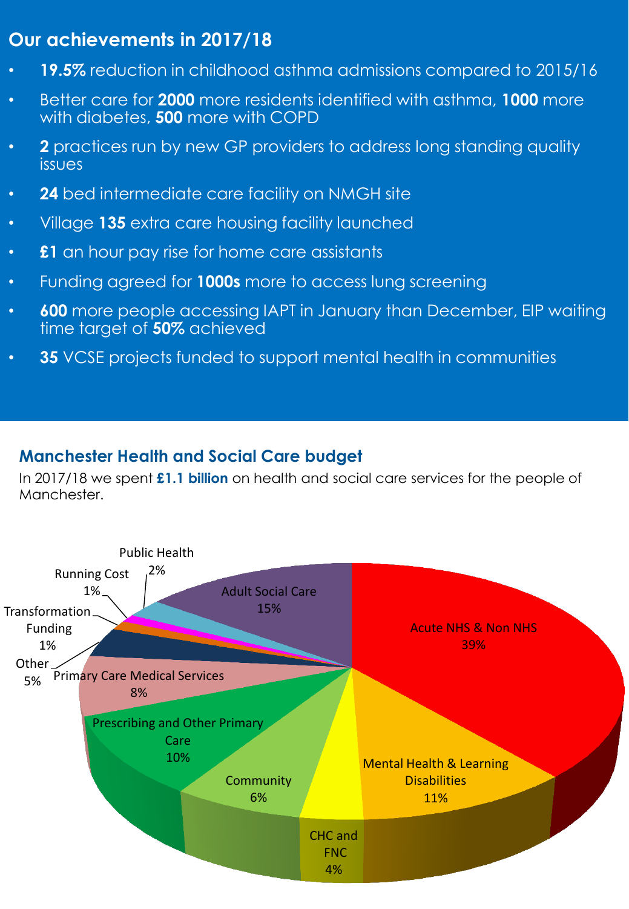## Our achievements in 2017/18

- **19.5%** reduction in childhood asthma admissions compared to 2015/16
- Better care for **2000** more residents identified with asthma, **1000** more with diabetes, **500** more with COPD
- **2** practices run by new GP providers to address long standing quality issues
- **24** bed intermediate care facility on NMGH site
- Village **135** extra care housing facility launched
- **£1** an hour pay rise for home care assistants
- Funding agreed for **1000s** more to access lung screening
- **600** more people accessing IAPT in January than December, EIP waiting time target of **50%** achieved
- **35** VCSE projects funded to support mental health in communities

## Manchester Health and Social Care budget

In 2017/18 we spent **£1.1 billion** on health and social care services for the people of Manchester.

| Category | Share |
|---|---|
| Acute NHS & Non NHS | 39% |
| Mental Health & Learning Disabilities | 11% |
| CHC and FNC | 4% |
| Community | 6% |
| Prescribing and Other Primary Care | 10% |
| Primary Care Medical Services | 8% |
| Other | 5% |
| Transformation Funding | 1% |
| Running Cost | 1% |
| Public Health | 2% |
| Adult Social Care | 15% |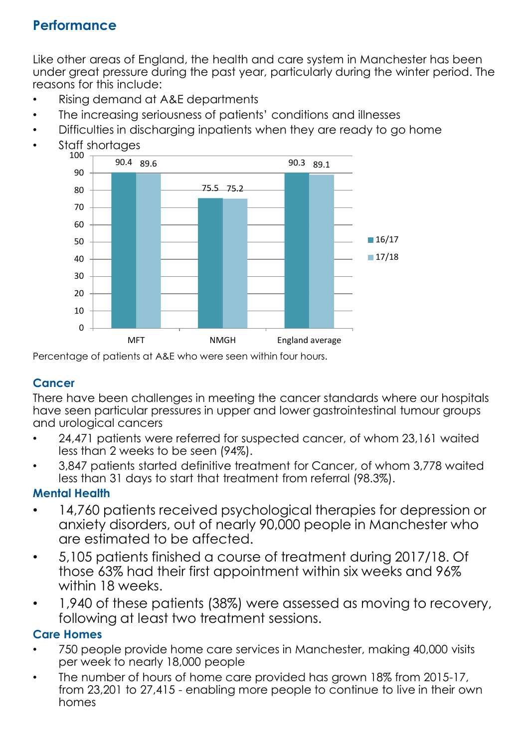## Performance

Like other areas of England, the health and care system in Manchester has been under great pressure during the past year, particularly during the winter period. The reasons for this include:

- Rising demand at A&E departments
- The increasing seriousness of patients' conditions and illnesses
- Difficulties in discharging inpatients when they are ready to go home
- Staff shortages

| | 16/17 | 17/18 |
|---|---|---|
| MFT | 90.4 | 89.6 |
| NMGH | 75.5 | 75.2 |
| England average | 90.3 | 89.1 |

Percentage of patients at A&E who were seen within four hours.

### Cancer

There have been challenges in meeting the cancer standards where our hospitals have seen particular pressures in upper and lower gastrointestinal tumour groups and urological cancers

- 24,471 patients were referred for suspected cancer, of whom 23,161 waited less than 2 weeks to be seen (94%).
- 3,847 patients started definitive treatment for Cancer, of whom 3,778 waited less than 31 days to start that treatment from referral (98.3%).

### Mental Health

- 14,760 patients received psychological therapies for depression or anxiety disorders, out of nearly 90,000 people in Manchester who are estimated to be affected.
- 5,105 patients finished a course of treatment during 2017/18. Of those 63% had their first appointment within six weeks and 96% within 18 weeks.
- 1,940 of these patients (38%) were assessed as moving to recovery, following at least two treatment sessions.

### Care Homes

- 750 people provide home care services in Manchester, making 40,000 visits per week to nearly 18,000 people
- The number of hours of home care provided has grown 18% from 2015-17, from 23,201 to 27,415 - enabling more people to continue to live in their own homes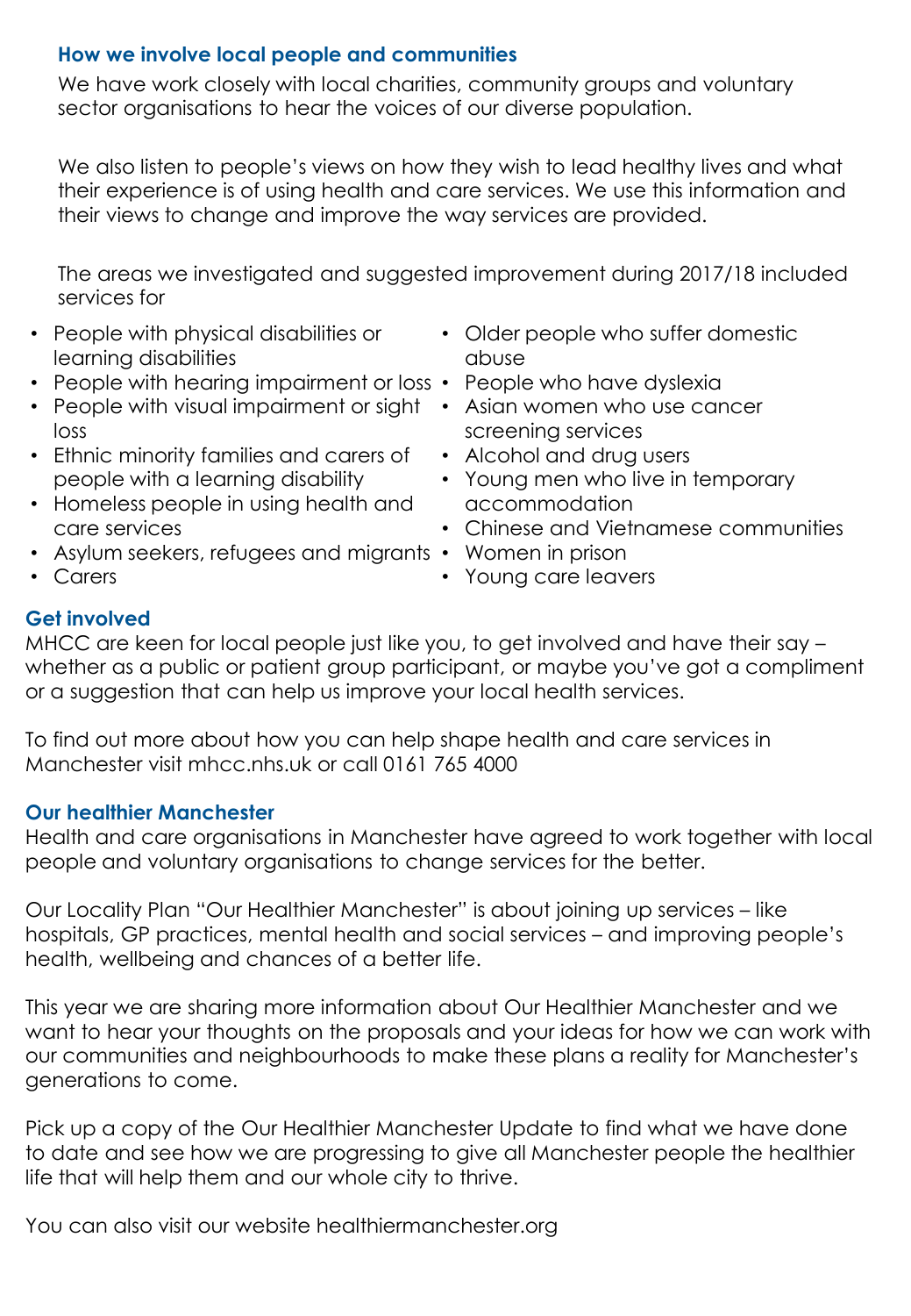### How we involve local people and communities

We have work closely with local charities, community groups and voluntary sector organisations to hear the voices of our diverse population.

We also listen to people's views on how they wish to lead healthy lives and what their experience is of using health and care services. We use this information and their views to change and improve the way services are provided.

The areas we investigated and suggested improvement during 2017/18 included services for

- People with physical disabilities or learning disabilities
- People with hearing impairment or loss
- People with visual impairment or sight loss
- Ethnic minority families and carers of people with a learning disability
- Homeless people in using health and care services
- Asylum seekers, refugees and migrants
- Carers
- Older people who suffer domestic abuse
- People who have dyslexia
- Asian women who use cancer screening services
- Alcohol and drug users
- Young men who live in temporary accommodation
- Chinese and Vietnamese communities
- Women in prison
- Young care leavers

### Get involved

MHCC are keen for local people just like you, to get involved and have their say – whether as a public or patient group participant, or maybe you've got a compliment or a suggestion that can help us improve your local health services.

To find out more about how you can help shape health and care services in Manchester visit mhcc.nhs.uk or call 0161 765 4000

### Our healthier Manchester

Health and care organisations in Manchester have agreed to work together with local people and voluntary organisations to change services for the better.

Our Locality Plan "Our Healthier Manchester" is about joining up services – like hospitals, GP practices, mental health and social services – and improving people's health, wellbeing and chances of a better life.

This year we are sharing more information about Our Healthier Manchester and we want to hear your thoughts on the proposals and your ideas for how we can work with our communities and neighbourhoods to make these plans a reality for Manchester's generations to come.

Pick up a copy of the Our Healthier Manchester Update to find what we have done to date and see how we are progressing to give all Manchester people the healthier life that will help them and our whole city to thrive.

You can also visit our website healthiermanchester.org